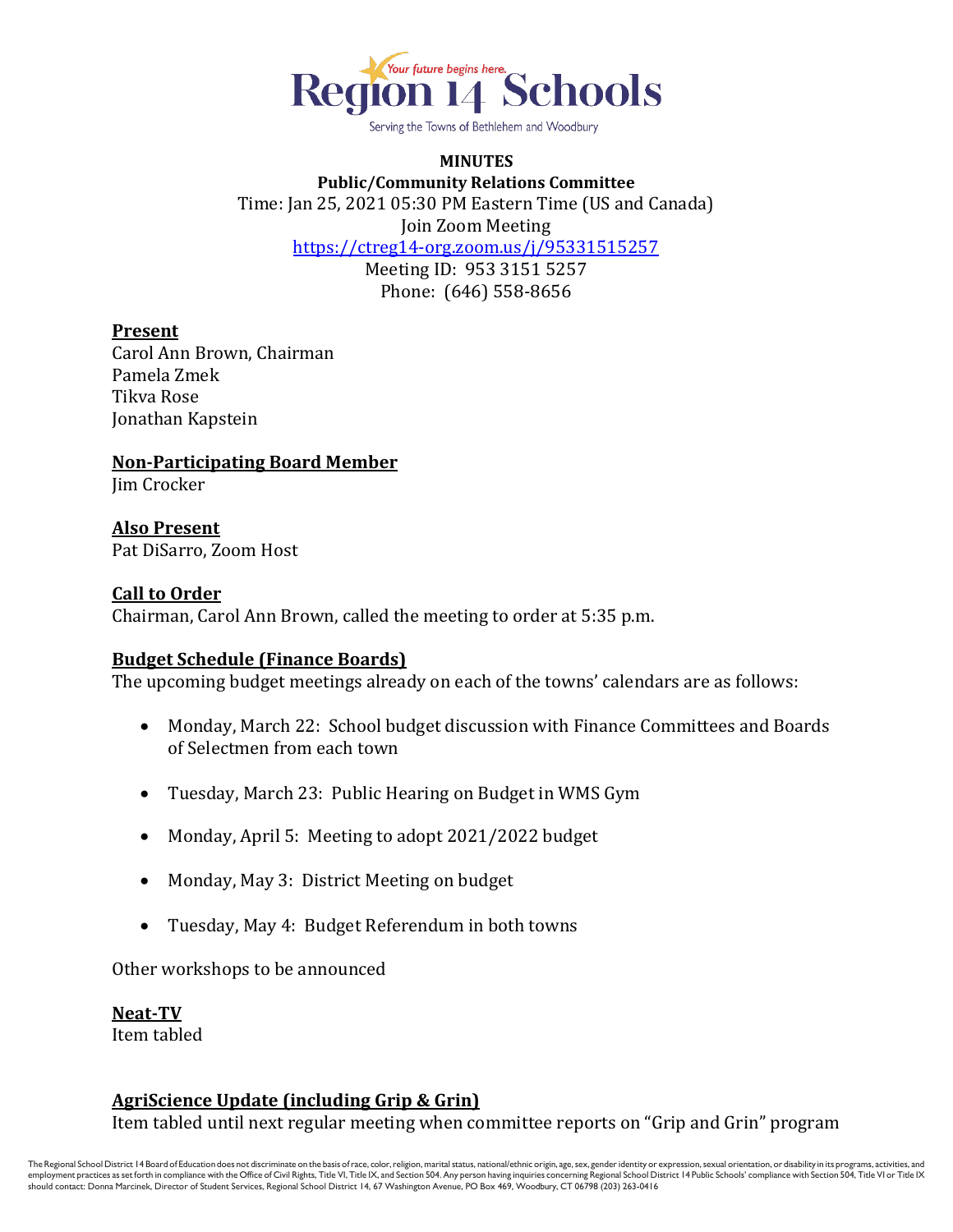Region 14 Schools

Your future begins here.

Serving the Towns of Bethlehem and Woodbury

**MINUTES**

**Public/Community Relations Committee**

Time: Jan 25, 2021 05:30 PM Eastern Time (US and Canada)

Join Zoom Meeting

https://ctreg14-org.zoom.us/j/95331515257

Meeting ID: 953 3151 5257

Phone: (646) 558-8656

## Present

Carol Ann Brown, Chairman
Pamela Zmek
Tikva Rose
Jonathan Kapstein

## Non-Participating Board Member

Jim Crocker

## Also Present

Pat DiSarro, Zoom Host

## Call to Order

Chairman, Carol Ann Brown, called the meeting to order at 5:35 p.m.

## Budget Schedule (Finance Boards)

The upcoming budget meetings already on each of the towns' calendars are as follows:

- Monday, March 22: School budget discussion with Finance Committees and Boards of Selectmen from each town
- Tuesday, March 23: Public Hearing on Budget in WMS Gym
- Monday, April 5: Meeting to adopt 2021/2022 budget
- Monday, May 3: District Meeting on budget
- Tuesday, May 4: Budget Referendum in both towns

Other workshops to be announced

## Neat-TV

Item tabled

## AgriScience Update (including Grip & Grin)

Item tabled until next regular meeting when committee reports on "Grip and Grin" program

The Regional School District 14 Board of Education does not discriminate on the basis of race, color, religion, marital status, national/ethnic origin, age, sex, gender identity or expression, sexual orientation, or disability in its programs, activities, and employment practices as set forth in compliance with the Office of Civil Rights, Title VI, Title IX, and Section 504. Any person having inquiries concerning Regional School District 14 Public Schools' compliance with Section 504, Title VI or Title IX should contact: Donna Marcinek, Director of Student Services, Regional School District 14, 67 Washington Avenue, PO Box 469, Woodbury, CT 06798 (203) 263-0416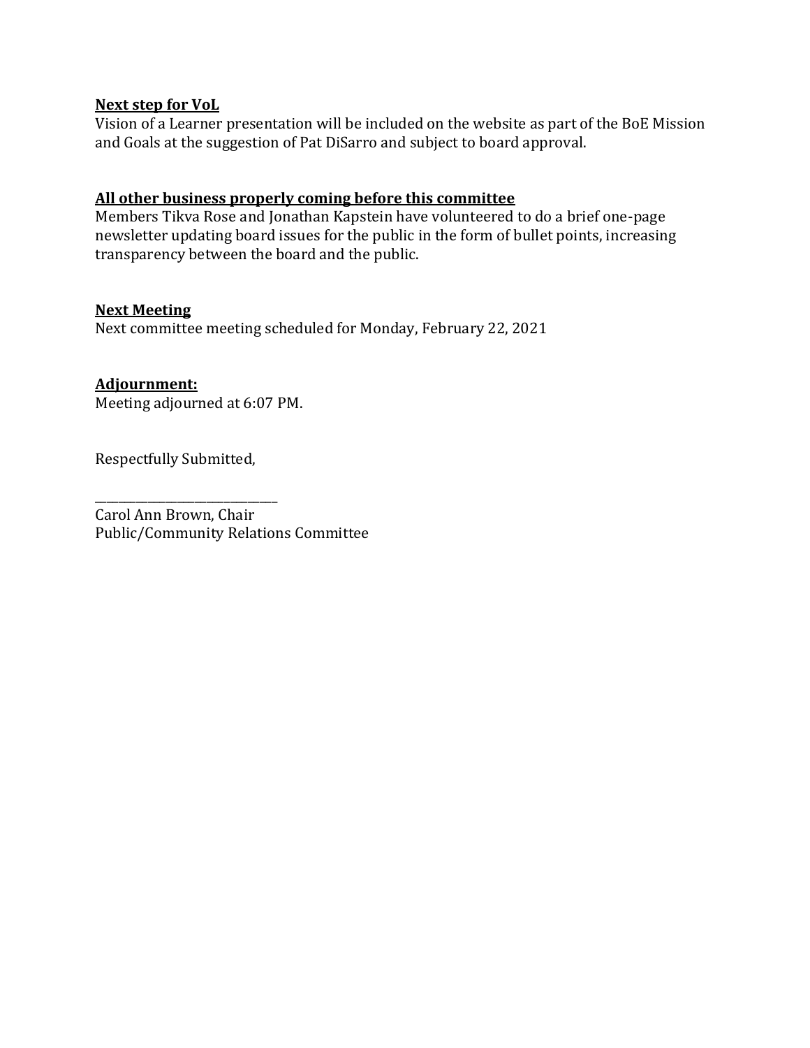**Next step for VoL**

Vision of a Learner presentation will be included on the website as part of the BoE Mission and Goals at the suggestion of Pat DiSarro and subject to board approval.

**All other business properly coming before this committee**

Members Tikva Rose and Jonathan Kapstein have volunteered to do a brief one-page newsletter updating board issues for the public in the form of bullet points, increasing transparency between the board and the public.

**Next Meeting**

Next committee meeting scheduled for Monday, February 22, 2021

**Adjournment:**

Meeting adjourned at 6:07 PM.

Respectfully Submitted,

______________________________

Carol Ann Brown, Chair
Public/Community Relations Committee